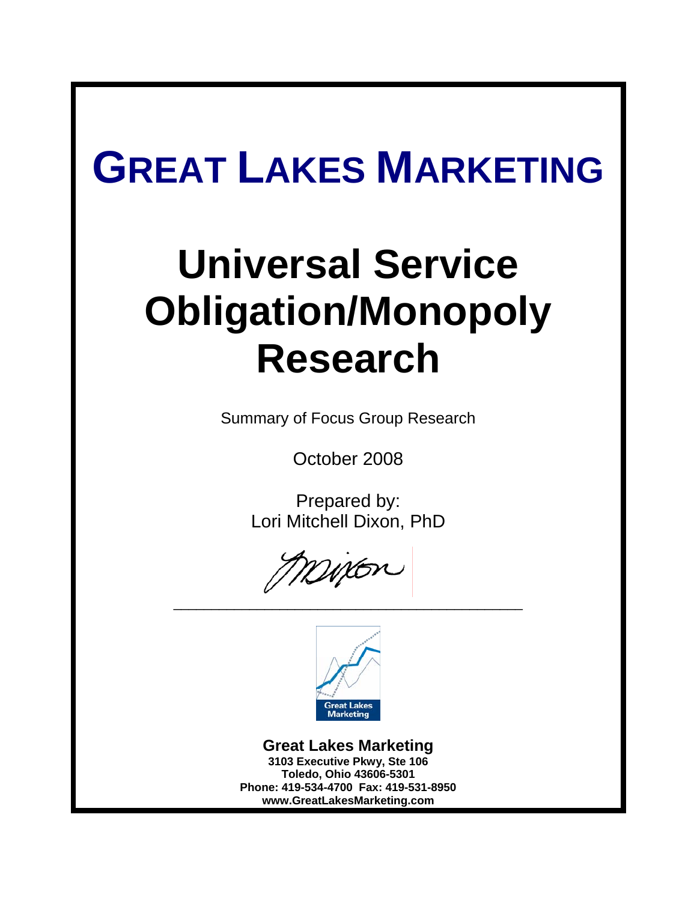# GREAT LAKES MARKETING

# Universal Service Obligation/Monopoly Research

Summary of Focus Group Research

October 2008

Prepared by:
Lori Mitchell Dixon, PhD

Great Lakes Marketing

**Great Lakes Marketing**
**3103 Executive Pkwy, Ste 106**
**Toledo, Ohio 43606-5301**
**Phone: 419-534-4700 Fax: 419-531-8950**
**www.GreatLakesMarketing.com**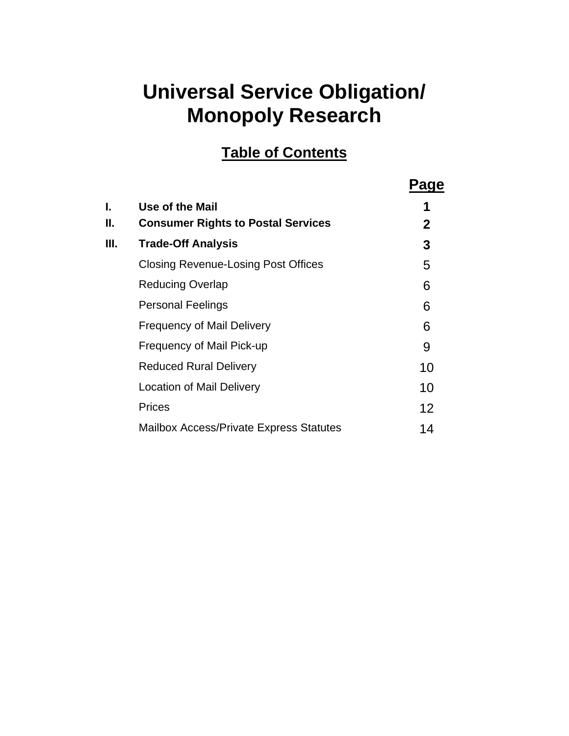# Universal Service Obligation/ Monopoly Research

## Table of Contents

| | | Page |
|---|---|---|
| **I.** | **Use of the Mail** | **1** |
| **II.** | **Consumer Rights to Postal Services** | **2** |
| **III.** | **Trade-Off Analysis** | **3** |
| | Closing Revenue-Losing Post Offices | 5 |
| | Reducing Overlap | 6 |
| | Personal Feelings | 6 |
| | Frequency of Mail Delivery | 6 |
| | Frequency of Mail Pick-up | 9 |
| | Reduced Rural Delivery | 10 |
| | Location of Mail Delivery | 10 |
| | Prices | 12 |
| | Mailbox Access/Private Express Statutes | 14 |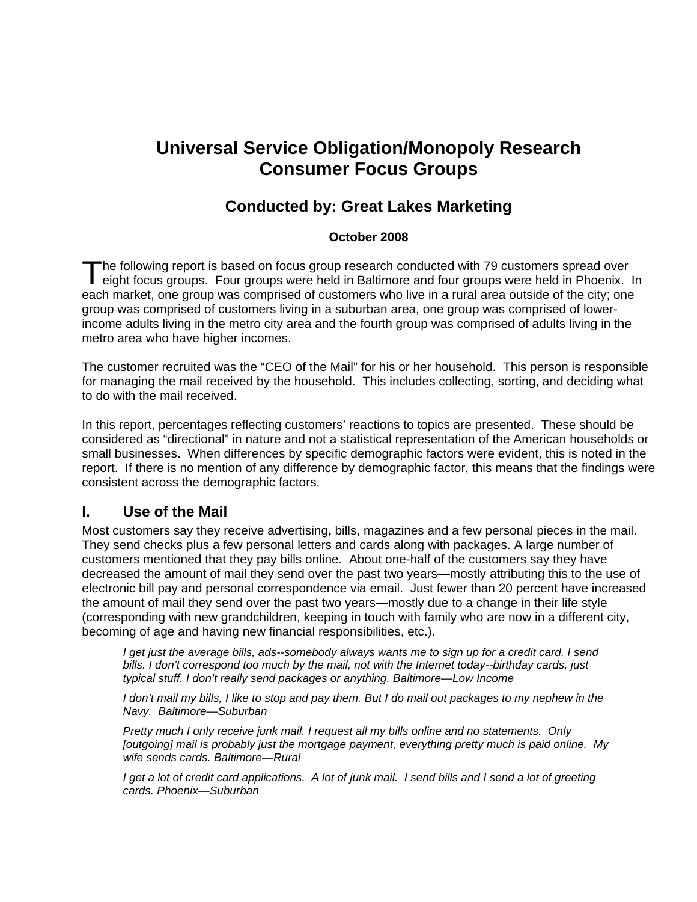# Universal Service Obligation/Monopoly Research
# Consumer Focus Groups

## Conducted by: Great Lakes Marketing

**October 2008**

The following report is based on focus group research conducted with 79 customers spread over eight focus groups. Four groups were held in Baltimore and four groups were held in Phoenix. In each market, one group was comprised of customers who live in a rural area outside of the city; one group was comprised of customers living in a suburban area, one group was comprised of lower-income adults living in the metro city area and the fourth group was comprised of adults living in the metro area who have higher incomes.

The customer recruited was the "CEO of the Mail" for his or her household. This person is responsible for managing the mail received by the household. This includes collecting, sorting, and deciding what to do with the mail received.

In this report, percentages reflecting customers' reactions to topics are presented. These should be considered as "directional" in nature and not a statistical representation of the American households or small businesses. When differences by specific demographic factors were evident, this is noted in the report. If there is no mention of any difference by demographic factor, this means that the findings were consistent across the demographic factors.

## I. Use of the Mail

Most customers say they receive advertising**,** bills, magazines and a few personal pieces in the mail. They send checks plus a few personal letters and cards along with packages. A large number of customers mentioned that they pay bills online. About one-half of the customers say they have decreased the amount of mail they send over the past two years—mostly attributing this to the use of electronic bill pay and personal correspondence via email. Just fewer than 20 percent have increased the amount of mail they send over the past two years—mostly due to a change in their life style (corresponding with new grandchildren, keeping in touch with family who are now in a different city, becoming of age and having new financial responsibilities, etc.).

> *I get just the average bills, ads--somebody always wants me to sign up for a credit card. I send bills. I don't correspond too much by the mail, not with the Internet today--birthday cards, just typical stuff. I don't really send packages or anything. Baltimore—Low Income*
>
> *I don't mail my bills, I like to stop and pay them. But I do mail out packages to my nephew in the Navy. Baltimore—Suburban*
>
> *Pretty much I only receive junk mail. I request all my bills online and no statements. Only [outgoing] mail is probably just the mortgage payment, everything pretty much is paid online. My wife sends cards. Baltimore—Rural*
>
> *I get a lot of credit card applications. A lot of junk mail. I send bills and I send a lot of greeting cards. Phoenix—Suburban*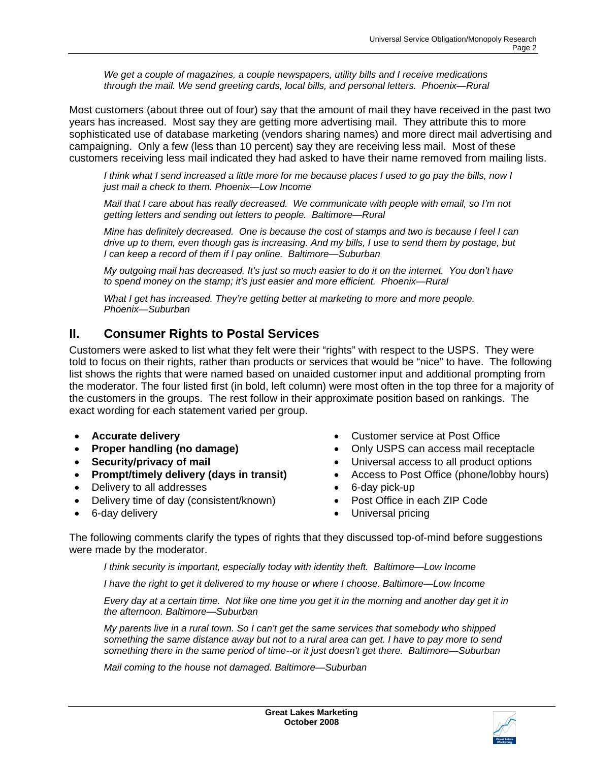*We get a couple of magazines, a couple newspapers, utility bills and I receive medications through the mail. We send greeting cards, local bills, and personal letters. Phoenix—Rural*

Most customers (about three out of four) say that the amount of mail they have received in the past two years has increased. Most say they are getting more advertising mail. They attribute this to more sophisticated use of database marketing (vendors sharing names) and more direct mail advertising and campaigning. Only a few (less than 10 percent) say they are receiving less mail. Most of these customers receiving less mail indicated they had asked to have their name removed from mailing lists.

*I think what I send increased a little more for me because places I used to go pay the bills, now I just mail a check to them. Phoenix—Low Income*

*Mail that I care about has really decreased. We communicate with people with email, so I'm not getting letters and sending out letters to people. Baltimore—Rural*

*Mine has definitely decreased. One is because the cost of stamps and two is because I feel I can drive up to them, even though gas is increasing. And my bills, I use to send them by postage, but I can keep a record of them if I pay online. Baltimore—Suburban*

*My outgoing mail has decreased. It's just so much easier to do it on the internet. You don't have to spend money on the stamp; it's just easier and more efficient. Phoenix—Rural*

*What I get has increased. They're getting better at marketing to more and more people. Phoenix—Suburban*

## II. Consumer Rights to Postal Services

Customers were asked to list what they felt were their "rights" with respect to the USPS. They were told to focus on their rights, rather than products or services that would be "nice" to have. The following list shows the rights that were named based on unaided customer input and additional prompting from the moderator. The four listed first (in bold, left column) were most often in the top three for a majority of the customers in the groups. The rest follow in their approximate position based on rankings. The exact wording for each statement varied per group.

- **Accurate delivery**
- **Proper handling (no damage)**
- **Security/privacy of mail**
- **Prompt/timely delivery (days in transit)**
- Delivery to all addresses
- Delivery time of day (consistent/known)
- 6-day delivery
- Customer service at Post Office
- Only USPS can access mail receptacle
- Universal access to all product options
- Access to Post Office (phone/lobby hours)
- 6-day pick-up
- Post Office in each ZIP Code
- Universal pricing

The following comments clarify the types of rights that they discussed top-of-mind before suggestions were made by the moderator.

*I think security is important, especially today with identity theft. Baltimore—Low Income*

*I have the right to get it delivered to my house or where I choose. Baltimore—Low Income*

*Every day at a certain time. Not like one time you get it in the morning and another day get it in the afternoon. Baltimore—Suburban*

*My parents live in a rural town. So I can't get the same services that somebody who shipped something the same distance away but not to a rural area can get. I have to pay more to send something there in the same period of time--or it just doesn't get there. Baltimore—Suburban*

*Mail coming to the house not damaged. Baltimore—Suburban*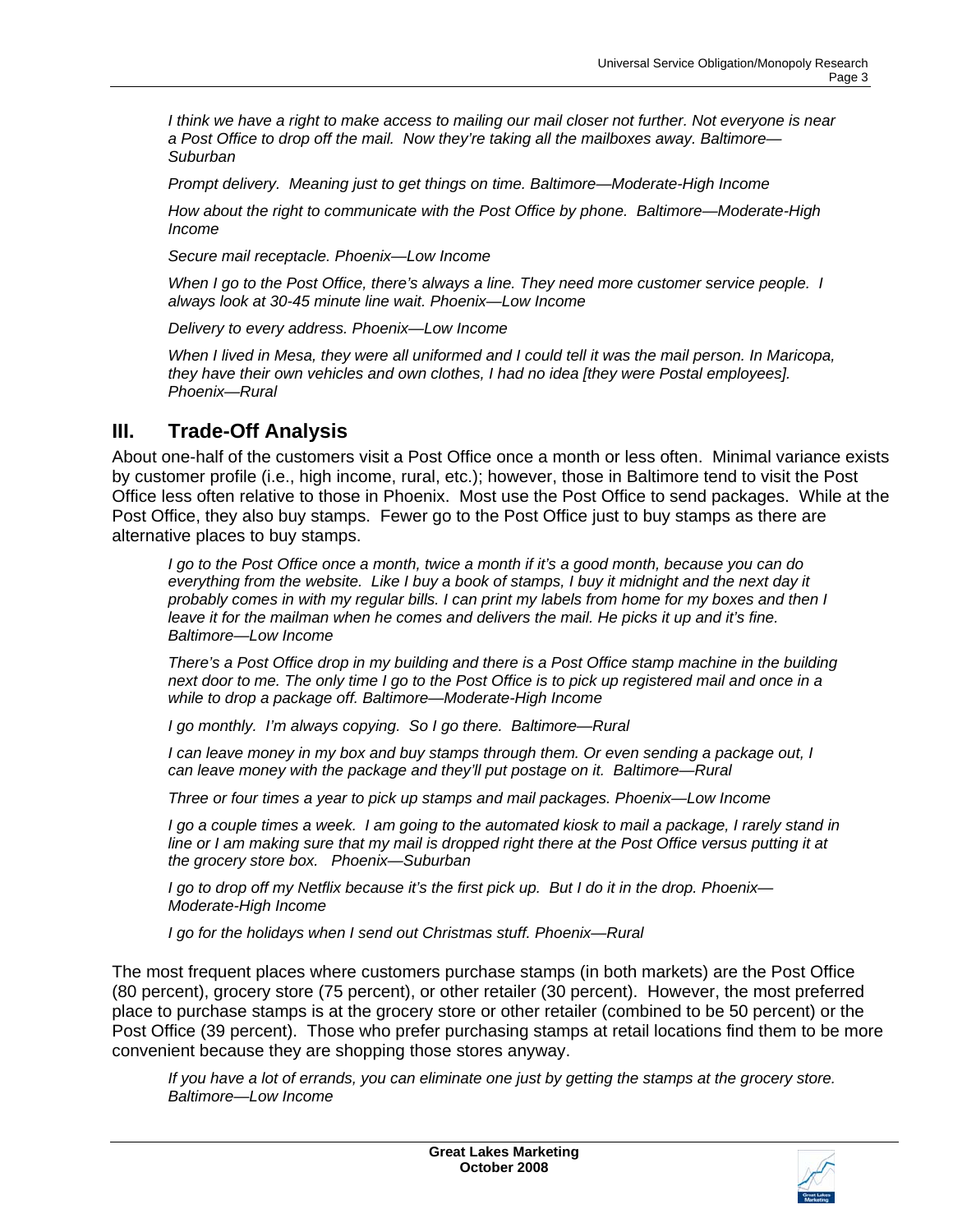*I think we have a right to make access to mailing our mail closer not further. Not everyone is near a Post Office to drop off the mail. Now they're taking all the mailboxes away. Baltimore—Suburban*

*Prompt delivery. Meaning just to get things on time. Baltimore—Moderate-High Income*

*How about the right to communicate with the Post Office by phone. Baltimore—Moderate-High Income*

*Secure mail receptacle. Phoenix—Low Income*

*When I go to the Post Office, there's always a line. They need more customer service people. I always look at 30-45 minute line wait. Phoenix—Low Income*

*Delivery to every address. Phoenix—Low Income*

*When I lived in Mesa, they were all uniformed and I could tell it was the mail person. In Maricopa, they have their own vehicles and own clothes, I had no idea [they were Postal employees]. Phoenix—Rural*

## III. Trade-Off Analysis

About one-half of the customers visit a Post Office once a month or less often. Minimal variance exists by customer profile (i.e., high income, rural, etc.); however, those in Baltimore tend to visit the Post Office less often relative to those in Phoenix. Most use the Post Office to send packages. While at the Post Office, they also buy stamps. Fewer go to the Post Office just to buy stamps as there are alternative places to buy stamps.

*I go to the Post Office once a month, twice a month if it's a good month, because you can do everything from the website. Like I buy a book of stamps, I buy it midnight and the next day it probably comes in with my regular bills. I can print my labels from home for my boxes and then I leave it for the mailman when he comes and delivers the mail. He picks it up and it's fine. Baltimore—Low Income*

*There's a Post Office drop in my building and there is a Post Office stamp machine in the building next door to me. The only time I go to the Post Office is to pick up registered mail and once in a while to drop a package off. Baltimore—Moderate-High Income*

*I go monthly. I'm always copying. So I go there. Baltimore—Rural*

*I can leave money in my box and buy stamps through them. Or even sending a package out, I can leave money with the package and they'll put postage on it. Baltimore—Rural*

*Three or four times a year to pick up stamps and mail packages. Phoenix—Low Income*

*I go a couple times a week. I am going to the automated kiosk to mail a package, I rarely stand in line or I am making sure that my mail is dropped right there at the Post Office versus putting it at the grocery store box. Phoenix—Suburban*

*I go to drop off my Netflix because it's the first pick up. But I do it in the drop. Phoenix—Moderate-High Income*

*I go for the holidays when I send out Christmas stuff. Phoenix—Rural*

The most frequent places where customers purchase stamps (in both markets) are the Post Office (80 percent), grocery store (75 percent), or other retailer (30 percent). However, the most preferred place to purchase stamps is at the grocery store or other retailer (combined to be 50 percent) or the Post Office (39 percent). Those who prefer purchasing stamps at retail locations find them to be more convenient because they are shopping those stores anyway.

*If you have a lot of errands, you can eliminate one just by getting the stamps at the grocery store. Baltimore—Low Income*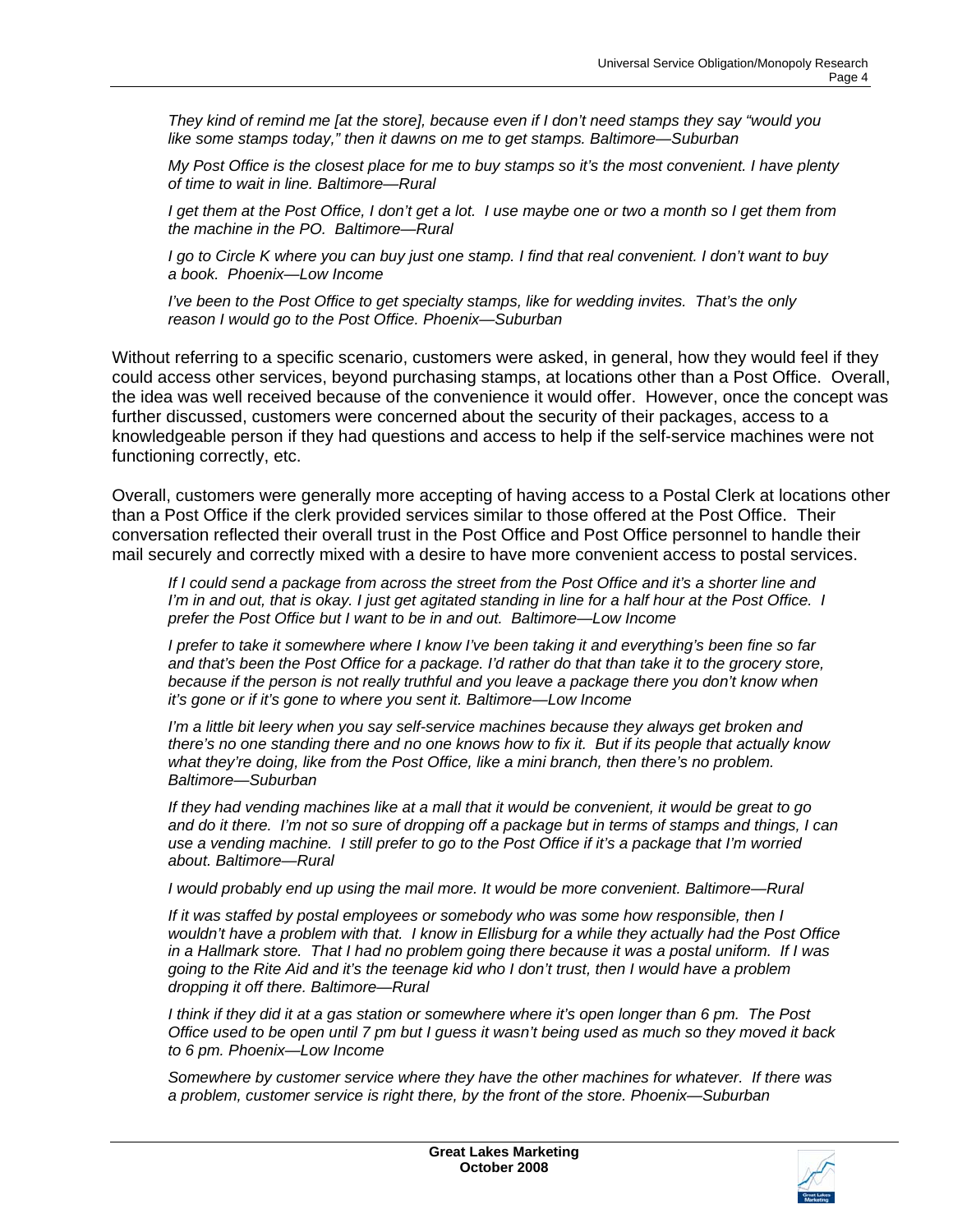*They kind of remind me [at the store], because even if I don't need stamps they say "would you like some stamps today," then it dawns on me to get stamps. Baltimore—Suburban*

*My Post Office is the closest place for me to buy stamps so it's the most convenient. I have plenty of time to wait in line. Baltimore—Rural*

*I get them at the Post Office, I don't get a lot. I use maybe one or two a month so I get them from the machine in the PO. Baltimore—Rural*

*I go to Circle K where you can buy just one stamp. I find that real convenient. I don't want to buy a book. Phoenix—Low Income*

*I've been to the Post Office to get specialty stamps, like for wedding invites. That's the only reason I would go to the Post Office. Phoenix—Suburban*

Without referring to a specific scenario, customers were asked, in general, how they would feel if they could access other services, beyond purchasing stamps, at locations other than a Post Office. Overall, the idea was well received because of the convenience it would offer. However, once the concept was further discussed, customers were concerned about the security of their packages, access to a knowledgeable person if they had questions and access to help if the self-service machines were not functioning correctly, etc.

Overall, customers were generally more accepting of having access to a Postal Clerk at locations other than a Post Office if the clerk provided services similar to those offered at the Post Office. Their conversation reflected their overall trust in the Post Office and Post Office personnel to handle their mail securely and correctly mixed with a desire to have more convenient access to postal services.

*If I could send a package from across the street from the Post Office and it's a shorter line and I'm in and out, that is okay. I just get agitated standing in line for a half hour at the Post Office. I prefer the Post Office but I want to be in and out. Baltimore—Low Income*

*I prefer to take it somewhere where I know I've been taking it and everything's been fine so far and that's been the Post Office for a package. I'd rather do that than take it to the grocery store, because if the person is not really truthful and you leave a package there you don't know when it's gone or if it's gone to where you sent it. Baltimore—Low Income*

*I'm a little bit leery when you say self-service machines because they always get broken and there's no one standing there and no one knows how to fix it. But if its people that actually know what they're doing, like from the Post Office, like a mini branch, then there's no problem. Baltimore—Suburban*

*If they had vending machines like at a mall that it would be convenient, it would be great to go and do it there. I'm not so sure of dropping off a package but in terms of stamps and things, I can use a vending machine. I still prefer to go to the Post Office if it's a package that I'm worried about. Baltimore—Rural*

*I would probably end up using the mail more. It would be more convenient. Baltimore—Rural*

*If it was staffed by postal employees or somebody who was some how responsible, then I wouldn't have a problem with that. I know in Ellisburg for a while they actually had the Post Office in a Hallmark store. That I had no problem going there because it was a postal uniform. If I was going to the Rite Aid and it's the teenage kid who I don't trust, then I would have a problem dropping it off there. Baltimore—Rural*

*I think if they did it at a gas station or somewhere where it's open longer than 6 pm. The Post Office used to be open until 7 pm but I guess it wasn't being used as much so they moved it back to 6 pm. Phoenix—Low Income*

*Somewhere by customer service where they have the other machines for whatever. If there was a problem, customer service is right there, by the front of the store. Phoenix—Suburban*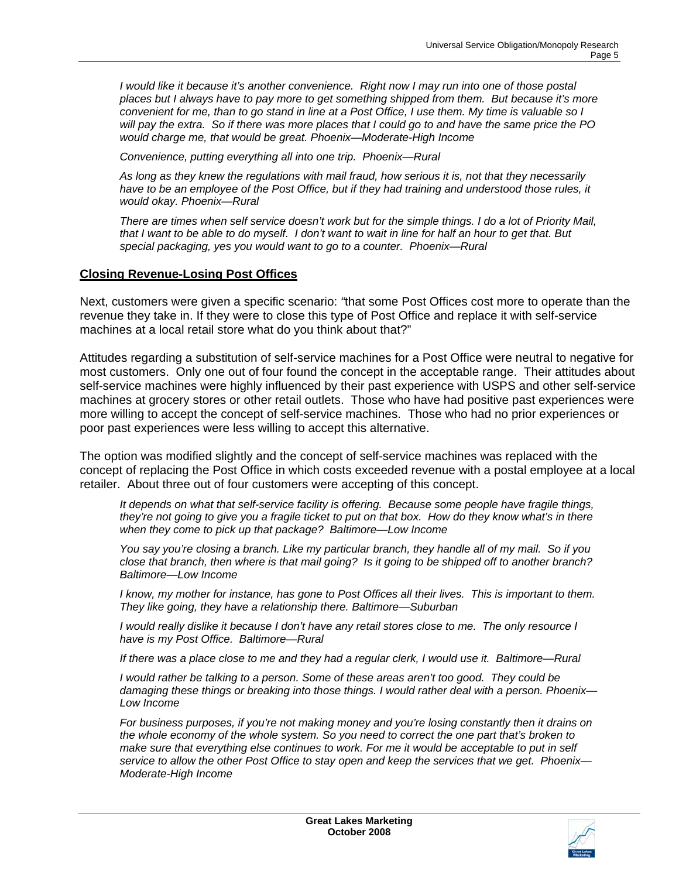*I would like it because it's another convenience. Right now I may run into one of those postal places but I always have to pay more to get something shipped from them. But because it's more convenient for me, than to go stand in line at a Post Office, I use them. My time is valuable so I will pay the extra. So if there was more places that I could go to and have the same price the PO would charge me, that would be great. Phoenix—Moderate-High Income*

*Convenience, putting everything all into one trip. Phoenix—Rural*

*As long as they knew the regulations with mail fraud, how serious it is, not that they necessarily have to be an employee of the Post Office, but if they had training and understood those rules, it would okay. Phoenix—Rural*

*There are times when self service doesn't work but for the simple things. I do a lot of Priority Mail, that I want to be able to do myself. I don't want to wait in line for half an hour to get that. But special packaging, yes you would want to go to a counter. Phoenix—Rural*

## Closing Revenue-Losing Post Offices

Next, customers were given a specific scenario: "that some Post Offices cost more to operate than the revenue they take in. If they were to close this type of Post Office and replace it with self-service machines at a local retail store what do you think about that?"

Attitudes regarding a substitution of self-service machines for a Post Office were neutral to negative for most customers. Only one out of four found the concept in the acceptable range. Their attitudes about self-service machines were highly influenced by their past experience with USPS and other self-service machines at grocery stores or other retail outlets. Those who have had positive past experiences were more willing to accept the concept of self-service machines. Those who had no prior experiences or poor past experiences were less willing to accept this alternative.

The option was modified slightly and the concept of self-service machines was replaced with the concept of replacing the Post Office in which costs exceeded revenue with a postal employee at a local retailer. About three out of four customers were accepting of this concept.

*It depends on what that self-service facility is offering. Because some people have fragile things, they're not going to give you a fragile ticket to put on that box. How do they know what's in there when they come to pick up that package? Baltimore—Low Income*

*You say you're closing a branch. Like my particular branch, they handle all of my mail. So if you close that branch, then where is that mail going? Is it going to be shipped off to another branch? Baltimore—Low Income*

*I know, my mother for instance, has gone to Post Offices all their lives. This is important to them. They like going, they have a relationship there. Baltimore—Suburban*

*I would really dislike it because I don't have any retail stores close to me. The only resource I have is my Post Office. Baltimore—Rural*

*If there was a place close to me and they had a regular clerk, I would use it. Baltimore—Rural*

*I would rather be talking to a person. Some of these areas aren't too good. They could be damaging these things or breaking into those things. I would rather deal with a person. Phoenix—Low Income*

*For business purposes, if you're not making money and you're losing constantly then it drains on the whole economy of the whole system. So you need to correct the one part that's broken to make sure that everything else continues to work. For me it would be acceptable to put in self service to allow the other Post Office to stay open and keep the services that we get. Phoenix—Moderate-High Income*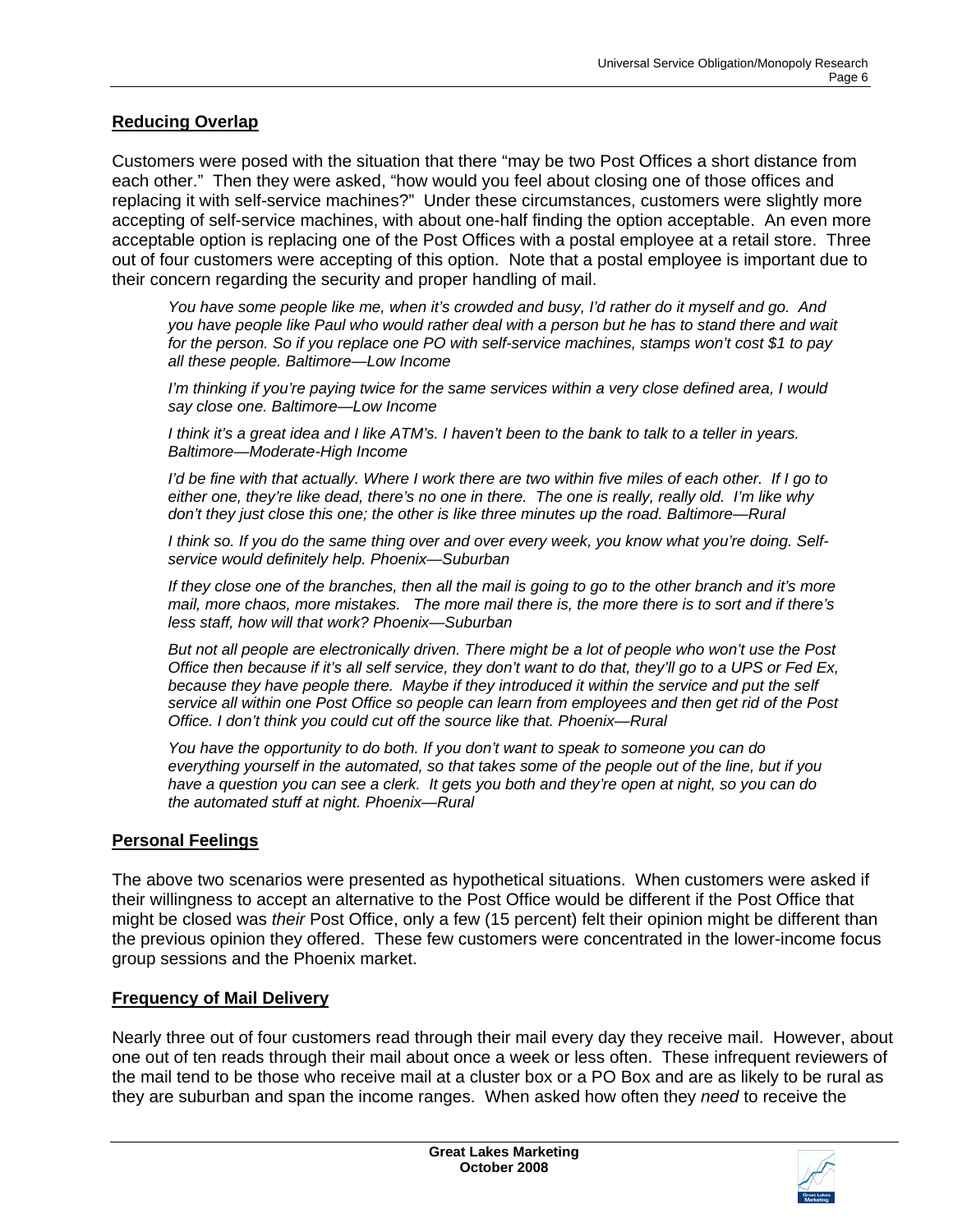## Reducing Overlap

Customers were posed with the situation that there "may be two Post Offices a short distance from each other." Then they were asked, "how would you feel about closing one of those offices and replacing it with self-service machines?" Under these circumstances, customers were slightly more accepting of self-service machines, with about one-half finding the option acceptable. An even more acceptable option is replacing one of the Post Offices with a postal employee at a retail store. Three out of four customers were accepting of this option. Note that a postal employee is important due to their concern regarding the security and proper handling of mail.

> *You have some people like me, when it's crowded and busy, I'd rather do it myself and go. And you have people like Paul who would rather deal with a person but he has to stand there and wait for the person. So if you replace one PO with self-service machines, stamps won't cost $1 to pay all these people. Baltimore—Low Income*
>
> *I'm thinking if you're paying twice for the same services within a very close defined area, I would say close one. Baltimore—Low Income*
>
> *I think it's a great idea and I like ATM's. I haven't been to the bank to talk to a teller in years. Baltimore—Moderate-High Income*
>
> *I'd be fine with that actually. Where I work there are two within five miles of each other. If I go to either one, they're like dead, there's no one in there. The one is really, really old. I'm like why don't they just close this one; the other is like three minutes up the road. Baltimore—Rural*
>
> *I think so. If you do the same thing over and over every week, you know what you're doing. Self-service would definitely help. Phoenix—Suburban*
>
> *If they close one of the branches, then all the mail is going to go to the other branch and it's more mail, more chaos, more mistakes. The more mail there is, the more there is to sort and if there's less staff, how will that work? Phoenix—Suburban*
>
> *But not all people are electronically driven. There might be a lot of people who won't use the Post Office then because if it's all self service, they don't want to do that, they'll go to a UPS or Fed Ex, because they have people there. Maybe if they introduced it within the service and put the self service all within one Post Office so people can learn from employees and then get rid of the Post Office. I don't think you could cut off the source like that. Phoenix—Rural*
>
> *You have the opportunity to do both. If you don't want to speak to someone you can do everything yourself in the automated, so that takes some of the people out of the line, but if you have a question you can see a clerk. It gets you both and they're open at night, so you can do the automated stuff at night. Phoenix—Rural*

## Personal Feelings

The above two scenarios were presented as hypothetical situations. When customers were asked if their willingness to accept an alternative to the Post Office would be different if the Post Office that might be closed was *their* Post Office, only a few (15 percent) felt their opinion might be different than the previous opinion they offered. These few customers were concentrated in the lower-income focus group sessions and the Phoenix market.

## Frequency of Mail Delivery

Nearly three out of four customers read through their mail every day they receive mail. However, about one out of ten reads through their mail about once a week or less often. These infrequent reviewers of the mail tend to be those who receive mail at a cluster box or a PO Box and are as likely to be rural as they are suburban and span the income ranges. When asked how often they *need* to receive the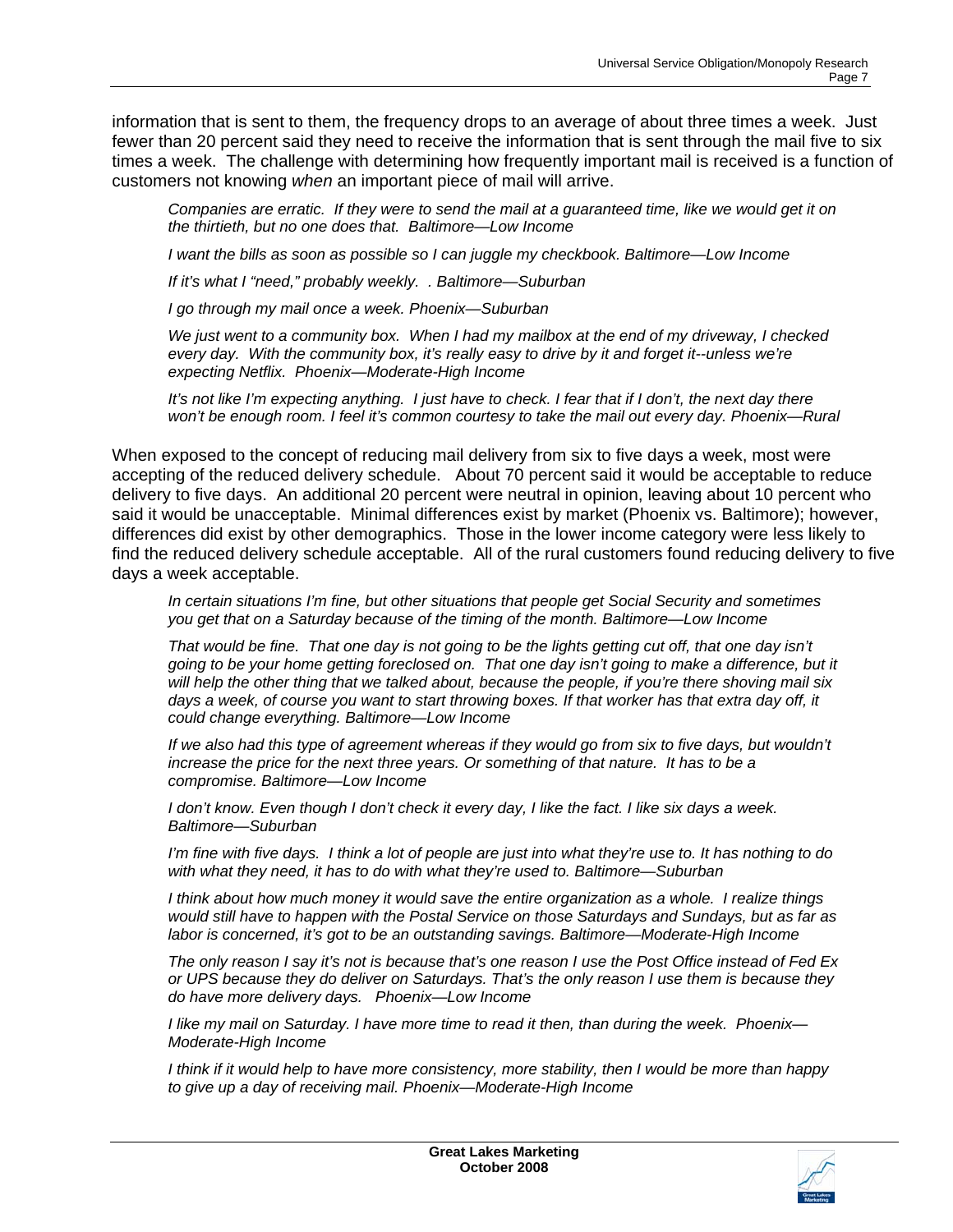information that is sent to them, the frequency drops to an average of about three times a week. Just fewer than 20 percent said they need to receive the information that is sent through the mail five to six times a week. The challenge with determining how frequently important mail is received is a function of customers not knowing *when* an important piece of mail will arrive.

> *Companies are erratic. If they were to send the mail at a guaranteed time, like we would get it on the thirtieth, but no one does that. Baltimore—Low Income*
>
> *I want the bills as soon as possible so I can juggle my checkbook. Baltimore—Low Income*
>
> *If it's what I "need," probably weekly. . Baltimore—Suburban*
>
> *I go through my mail once a week. Phoenix—Suburban*
>
> *We just went to a community box. When I had my mailbox at the end of my driveway, I checked every day. With the community box, it's really easy to drive by it and forget it--unless we're expecting Netflix. Phoenix—Moderate-High Income*
>
> *It's not like I'm expecting anything. I just have to check. I fear that if I don't, the next day there won't be enough room. I feel it's common courtesy to take the mail out every day. Phoenix—Rural*

When exposed to the concept of reducing mail delivery from six to five days a week, most were accepting of the reduced delivery schedule. About 70 percent said it would be acceptable to reduce delivery to five days. An additional 20 percent were neutral in opinion, leaving about 10 percent who said it would be unacceptable. Minimal differences exist by market (Phoenix vs. Baltimore); however, differences did exist by other demographics. Those in the lower income category were less likely to find the reduced delivery schedule acceptable. All of the rural customers found reducing delivery to five days a week acceptable.

> *In certain situations I'm fine, but other situations that people get Social Security and sometimes you get that on a Saturday because of the timing of the month. Baltimore—Low Income*
>
> *That would be fine. That one day is not going to be the lights getting cut off, that one day isn't going to be your home getting foreclosed on. That one day isn't going to make a difference, but it will help the other thing that we talked about, because the people, if you're there shoving mail six days a week, of course you want to start throwing boxes. If that worker has that extra day off, it could change everything. Baltimore—Low Income*
>
> *If we also had this type of agreement whereas if they would go from six to five days, but wouldn't increase the price for the next three years. Or something of that nature. It has to be a compromise. Baltimore—Low Income*
>
> *I don't know. Even though I don't check it every day, I like the fact. I like six days a week. Baltimore—Suburban*
>
> *I'm fine with five days. I think a lot of people are just into what they're use to. It has nothing to do with what they need, it has to do with what they're used to. Baltimore—Suburban*
>
> *I think about how much money it would save the entire organization as a whole. I realize things would still have to happen with the Postal Service on those Saturdays and Sundays, but as far as labor is concerned, it's got to be an outstanding savings. Baltimore—Moderate-High Income*
>
> *The only reason I say it's not is because that's one reason I use the Post Office instead of Fed Ex or UPS because they do deliver on Saturdays. That's the only reason I use them is because they do have more delivery days. Phoenix—Low Income*
>
> *I like my mail on Saturday. I have more time to read it then, than during the week. Phoenix—Moderate-High Income*
>
> *I think if it would help to have more consistency, more stability, then I would be more than happy to give up a day of receiving mail. Phoenix—Moderate-High Income*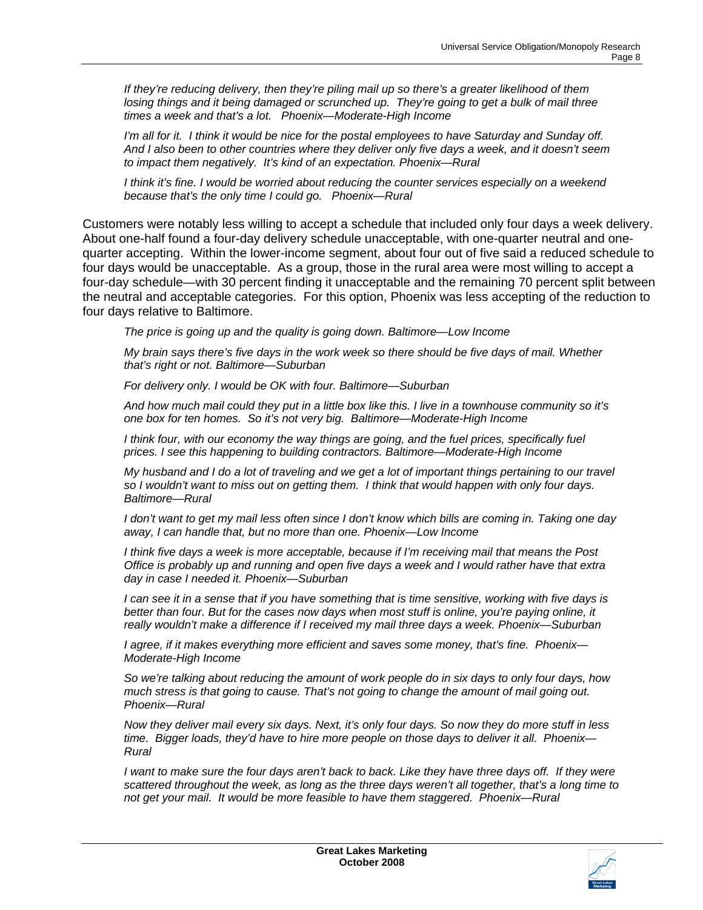*If they're reducing delivery, then they're piling mail up so there's a greater likelihood of them losing things and it being damaged or scrunched up. They're going to get a bulk of mail three times a week and that's a lot. Phoenix—Moderate-High Income*

*I'm all for it. I think it would be nice for the postal employees to have Saturday and Sunday off. And I also been to other countries where they deliver only five days a week, and it doesn't seem to impact them negatively. It's kind of an expectation. Phoenix—Rural*

*I think it's fine. I would be worried about reducing the counter services especially on a weekend because that's the only time I could go. Phoenix—Rural*

Customers were notably less willing to accept a schedule that included only four days a week delivery. About one-half found a four-day delivery schedule unacceptable, with one-quarter neutral and one-quarter accepting. Within the lower-income segment, about four out of five said a reduced schedule to four days would be unacceptable. As a group, those in the rural area were most willing to accept a four-day schedule—with 30 percent finding it unacceptable and the remaining 70 percent split between the neutral and acceptable categories. For this option, Phoenix was less accepting of the reduction to four days relative to Baltimore.

*The price is going up and the quality is going down. Baltimore—Low Income*

*My brain says there's five days in the work week so there should be five days of mail. Whether that's right or not. Baltimore—Suburban*

*For delivery only. I would be OK with four. Baltimore—Suburban*

*And how much mail could they put in a little box like this. I live in a townhouse community so it's one box for ten homes. So it's not very big. Baltimore—Moderate-High Income*

*I think four, with our economy the way things are going, and the fuel prices, specifically fuel prices. I see this happening to building contractors. Baltimore—Moderate-High Income*

*My husband and I do a lot of traveling and we get a lot of important things pertaining to our travel so I wouldn't want to miss out on getting them. I think that would happen with only four days. Baltimore—Rural*

*I don't want to get my mail less often since I don't know which bills are coming in. Taking one day away, I can handle that, but no more than one. Phoenix—Low Income*

*I think five days a week is more acceptable, because if I'm receiving mail that means the Post Office is probably up and running and open five days a week and I would rather have that extra day in case I needed it. Phoenix—Suburban*

*I can see it in a sense that if you have something that is time sensitive, working with five days is better than four. But for the cases now days when most stuff is online, you're paying online, it really wouldn't make a difference if I received my mail three days a week. Phoenix—Suburban*

*I agree, if it makes everything more efficient and saves some money, that's fine. Phoenix—Moderate-High Income*

*So we're talking about reducing the amount of work people do in six days to only four days, how much stress is that going to cause. That's not going to change the amount of mail going out. Phoenix—Rural*

*Now they deliver mail every six days. Next, it's only four days. So now they do more stuff in less time. Bigger loads, they'd have to hire more people on those days to deliver it all. Phoenix—Rural*

*I want to make sure the four days aren't back to back. Like they have three days off. If they were scattered throughout the week, as long as the three days weren't all together, that's a long time to not get your mail. It would be more feasible to have them staggered. Phoenix—Rural*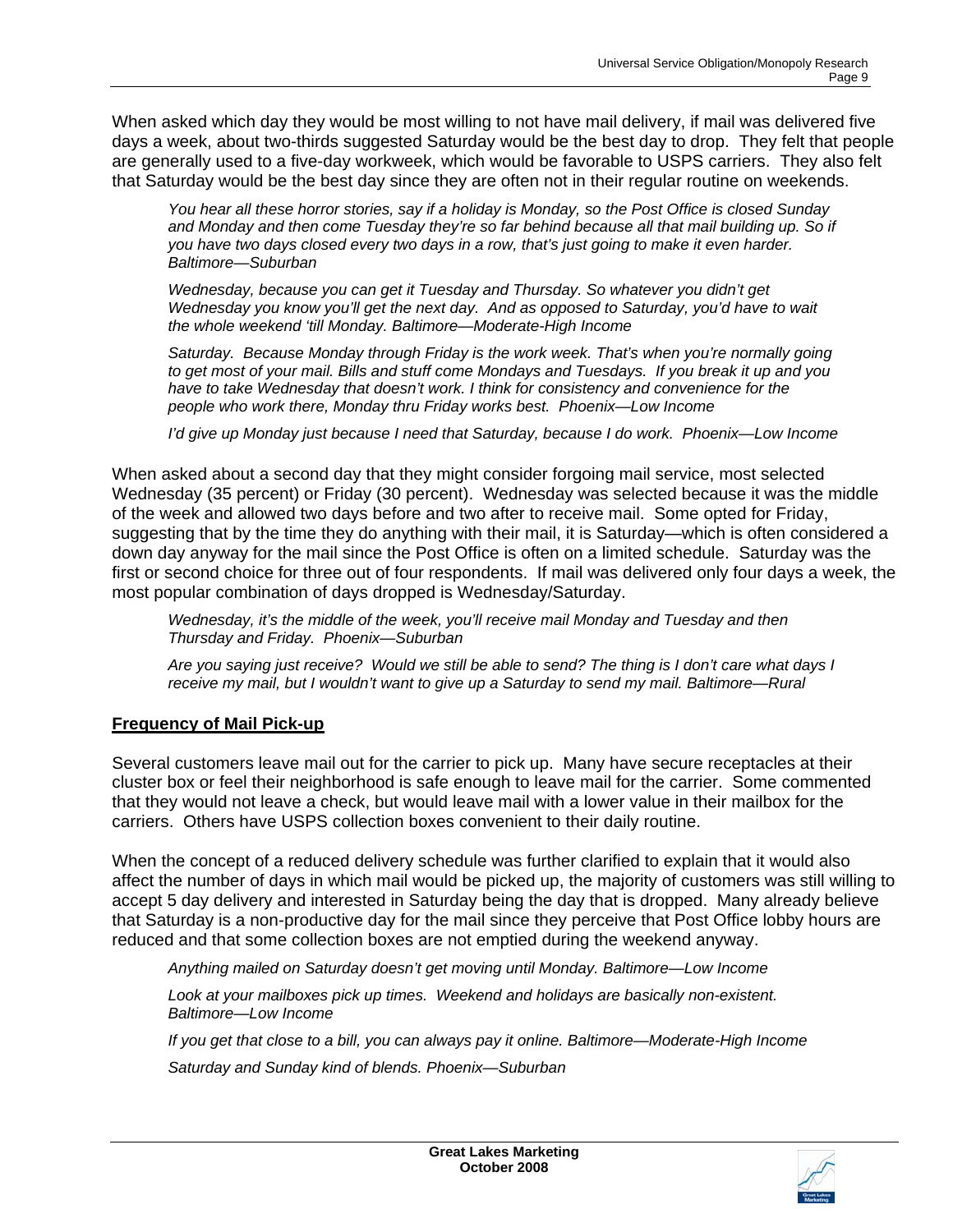When asked which day they would be most willing to not have mail delivery, if mail was delivered five days a week, about two-thirds suggested Saturday would be the best day to drop. They felt that people are generally used to a five-day workweek, which would be favorable to USPS carriers. They also felt that Saturday would be the best day since they are often not in their regular routine on weekends.

> *You hear all these horror stories, say if a holiday is Monday, so the Post Office is closed Sunday and Monday and then come Tuesday they're so far behind because all that mail building up. So if you have two days closed every two days in a row, that's just going to make it even harder. Baltimore—Suburban*
>
> *Wednesday, because you can get it Tuesday and Thursday. So whatever you didn't get Wednesday you know you'll get the next day. And as opposed to Saturday, you'd have to wait the whole weekend 'till Monday. Baltimore—Moderate-High Income*
>
> *Saturday. Because Monday through Friday is the work week. That's when you're normally going to get most of your mail. Bills and stuff come Mondays and Tuesdays. If you break it up and you have to take Wednesday that doesn't work. I think for consistency and convenience for the people who work there, Monday thru Friday works best. Phoenix—Low Income*
>
> *I'd give up Monday just because I need that Saturday, because I do work. Phoenix—Low Income*

When asked about a second day that they might consider forgoing mail service, most selected Wednesday (35 percent) or Friday (30 percent). Wednesday was selected because it was the middle of the week and allowed two days before and two after to receive mail. Some opted for Friday, suggesting that by the time they do anything with their mail, it is Saturday—which is often considered a down day anyway for the mail since the Post Office is often on a limited schedule. Saturday was the first or second choice for three out of four respondents. If mail was delivered only four days a week, the most popular combination of days dropped is Wednesday/Saturday.

> *Wednesday, it's the middle of the week, you'll receive mail Monday and Tuesday and then Thursday and Friday. Phoenix—Suburban*
>
> *Are you saying just receive? Would we still be able to send? The thing is I don't care what days I receive my mail, but I wouldn't want to give up a Saturday to send my mail. Baltimore—Rural*

## Frequency of Mail Pick-up

Several customers leave mail out for the carrier to pick up. Many have secure receptacles at their cluster box or feel their neighborhood is safe enough to leave mail for the carrier. Some commented that they would not leave a check, but would leave mail with a lower value in their mailbox for the carriers. Others have USPS collection boxes convenient to their daily routine.

When the concept of a reduced delivery schedule was further clarified to explain that it would also affect the number of days in which mail would be picked up, the majority of customers was still willing to accept 5 day delivery and interested in Saturday being the day that is dropped. Many already believe that Saturday is a non-productive day for the mail since they perceive that Post Office lobby hours are reduced and that some collection boxes are not emptied during the weekend anyway.

> *Anything mailed on Saturday doesn't get moving until Monday. Baltimore—Low Income*
>
> *Look at your mailboxes pick up times. Weekend and holidays are basically non-existent. Baltimore—Low Income*
>
> *If you get that close to a bill, you can always pay it online. Baltimore—Moderate-High Income*
>
> *Saturday and Sunday kind of blends. Phoenix—Suburban*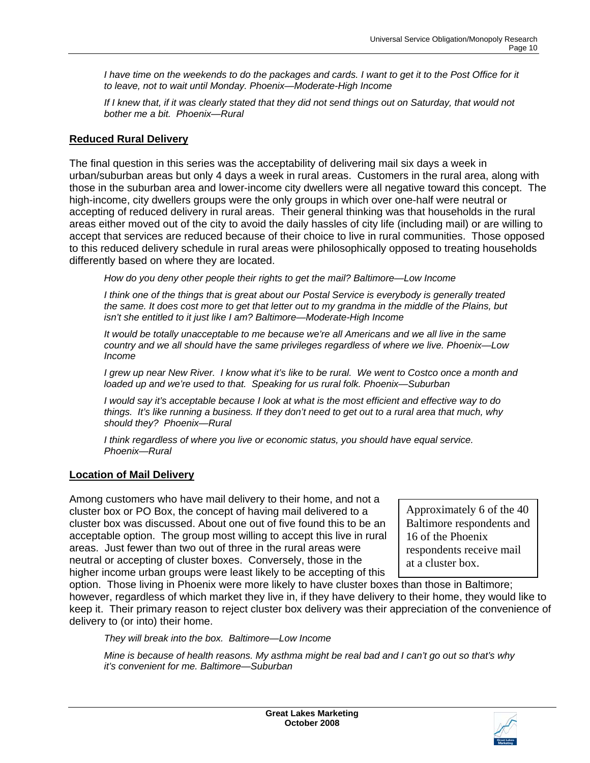*I have time on the weekends to do the packages and cards. I want to get it to the Post Office for it to leave, not to wait until Monday. Phoenix—Moderate-High Income*

*If I knew that, if it was clearly stated that they did not send things out on Saturday, that would not bother me a bit. Phoenix—Rural*

## Reduced Rural Delivery

The final question in this series was the acceptability of delivering mail six days a week in urban/suburban areas but only 4 days a week in rural areas. Customers in the rural area, along with those in the suburban area and lower-income city dwellers were all negative toward this concept. The high-income, city dwellers groups were the only groups in which over one-half were neutral or accepting of reduced delivery in rural areas. Their general thinking was that households in the rural areas either moved out of the city to avoid the daily hassles of city life (including mail) or are willing to accept that services are reduced because of their choice to live in rural communities. Those opposed to this reduced delivery schedule in rural areas were philosophically opposed to treating households differently based on where they are located.

*How do you deny other people their rights to get the mail? Baltimore—Low Income*

*I think one of the things that is great about our Postal Service is everybody is generally treated the same. It does cost more to get that letter out to my grandma in the middle of the Plains, but isn't she entitled to it just like I am? Baltimore—Moderate-High Income*

*It would be totally unacceptable to me because we're all Americans and we all live in the same country and we all should have the same privileges regardless of where we live. Phoenix—Low Income*

*I grew up near New River. I know what it's like to be rural. We went to Costco once a month and loaded up and we're used to that. Speaking for us rural folk. Phoenix—Suburban*

*I would say it's acceptable because I look at what is the most efficient and effective way to do things. It's like running a business. If they don't need to get out to a rural area that much, why should they? Phoenix—Rural*

*I think regardless of where you live or economic status, you should have equal service. Phoenix—Rural*

## Location of Mail Delivery

> Approximately 6 of the 40 Baltimore respondents and 16 of the Phoenix respondents receive mail at a cluster box.

Among customers who have mail delivery to their home, and not a cluster box or PO Box, the concept of having mail delivered to a cluster box was discussed. About one out of five found this to be an acceptable option. The group most willing to accept this live in rural areas. Just fewer than two out of three in the rural areas were neutral or accepting of cluster boxes. Conversely, those in the higher income urban groups were least likely to be accepting of this option. Those living in Phoenix were more likely to have cluster boxes than those in Baltimore; however, regardless of which market they live in, if they have delivery to their home, they would like to keep it. Their primary reason to reject cluster box delivery was their appreciation of the convenience of delivery to (or into) their home.

*They will break into the box. Baltimore—Low Income*

*Mine is because of health reasons. My asthma might be real bad and I can't go out so that's why it's convenient for me. Baltimore—Suburban*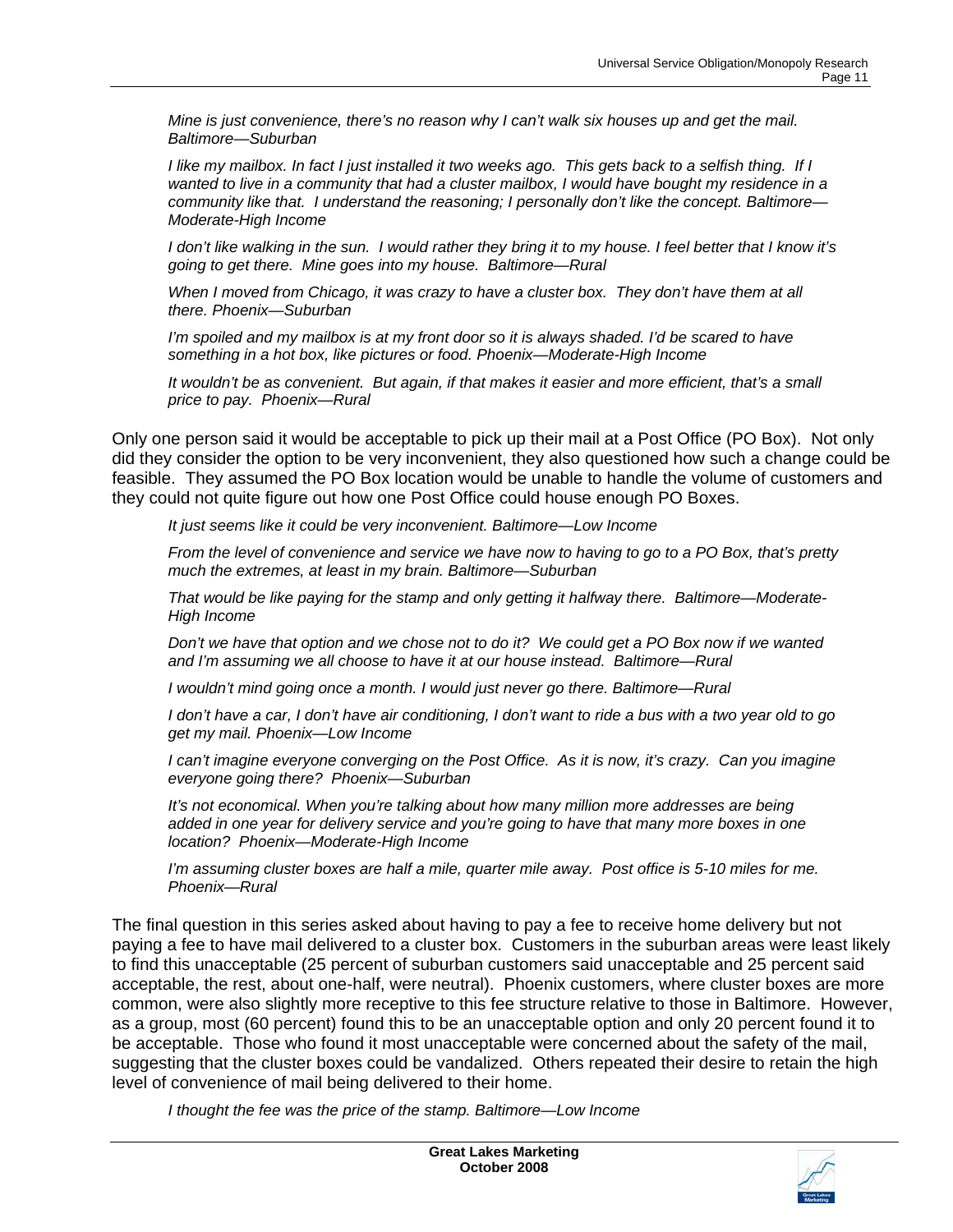*Mine is just convenience, there's no reason why I can't walk six houses up and get the mail. Baltimore—Suburban*

*I like my mailbox. In fact I just installed it two weeks ago. This gets back to a selfish thing. If I wanted to live in a community that had a cluster mailbox, I would have bought my residence in a community like that. I understand the reasoning; I personally don't like the concept. Baltimore—Moderate-High Income*

*I don't like walking in the sun. I would rather they bring it to my house. I feel better that I know it's going to get there. Mine goes into my house. Baltimore—Rural*

*When I moved from Chicago, it was crazy to have a cluster box. They don't have them at all there. Phoenix—Suburban*

*I'm spoiled and my mailbox is at my front door so it is always shaded. I'd be scared to have something in a hot box, like pictures or food. Phoenix—Moderate-High Income*

*It wouldn't be as convenient. But again, if that makes it easier and more efficient, that's a small price to pay. Phoenix—Rural*

Only one person said it would be acceptable to pick up their mail at a Post Office (PO Box). Not only did they consider the option to be very inconvenient, they also questioned how such a change could be feasible. They assumed the PO Box location would be unable to handle the volume of customers and they could not quite figure out how one Post Office could house enough PO Boxes.

*It just seems like it could be very inconvenient. Baltimore—Low Income*

*From the level of convenience and service we have now to having to go to a PO Box, that's pretty much the extremes, at least in my brain. Baltimore—Suburban*

*That would be like paying for the stamp and only getting it halfway there. Baltimore—Moderate-High Income*

*Don't we have that option and we chose not to do it? We could get a PO Box now if we wanted and I'm assuming we all choose to have it at our house instead. Baltimore—Rural*

*I wouldn't mind going once a month. I would just never go there. Baltimore—Rural*

*I don't have a car, I don't have air conditioning, I don't want to ride a bus with a two year old to go get my mail. Phoenix—Low Income*

*I can't imagine everyone converging on the Post Office. As it is now, it's crazy. Can you imagine everyone going there? Phoenix—Suburban*

*It's not economical. When you're talking about how many million more addresses are being added in one year for delivery service and you're going to have that many more boxes in one location? Phoenix—Moderate-High Income*

*I'm assuming cluster boxes are half a mile, quarter mile away. Post office is 5-10 miles for me. Phoenix—Rural*

The final question in this series asked about having to pay a fee to receive home delivery but not paying a fee to have mail delivered to a cluster box. Customers in the suburban areas were least likely to find this unacceptable (25 percent of suburban customers said unacceptable and 25 percent said acceptable, the rest, about one-half, were neutral). Phoenix customers, where cluster boxes are more common, were also slightly more receptive to this fee structure relative to those in Baltimore. However, as a group, most (60 percent) found this to be an unacceptable option and only 20 percent found it to be acceptable. Those who found it most unacceptable were concerned about the safety of the mail, suggesting that the cluster boxes could be vandalized. Others repeated their desire to retain the high level of convenience of mail being delivered to their home.

*I thought the fee was the price of the stamp. Baltimore—Low Income*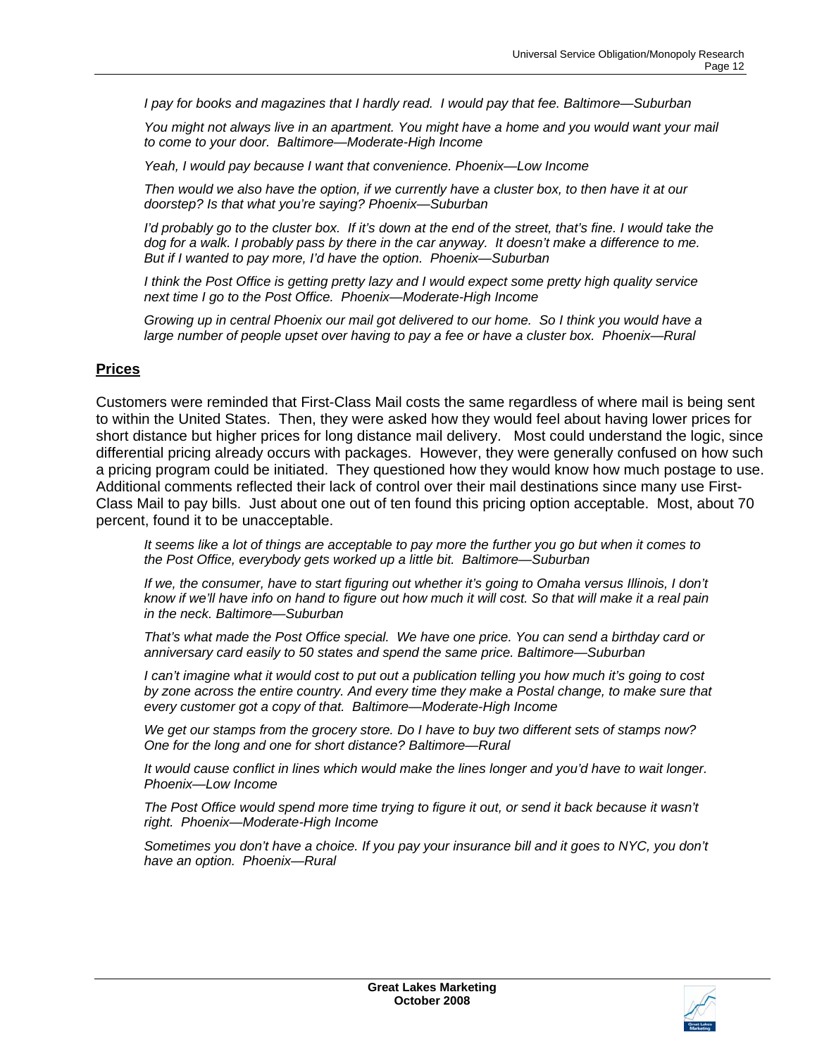*I pay for books and magazines that I hardly read. I would pay that fee. Baltimore—Suburban*

*You might not always live in an apartment. You might have a home and you would want your mail to come to your door. Baltimore—Moderate-High Income*

*Yeah, I would pay because I want that convenience. Phoenix—Low Income*

*Then would we also have the option, if we currently have a cluster box, to then have it at our doorstep? Is that what you're saying? Phoenix—Suburban*

*I'd probably go to the cluster box. If it's down at the end of the street, that's fine. I would take the dog for a walk. I probably pass by there in the car anyway. It doesn't make a difference to me. But if I wanted to pay more, I'd have the option. Phoenix—Suburban*

*I think the Post Office is getting pretty lazy and I would expect some pretty high quality service next time I go to the Post Office. Phoenix—Moderate-High Income*

*Growing up in central Phoenix our mail got delivered to our home. So I think you would have a large number of people upset over having to pay a fee or have a cluster box. Phoenix—Rural*

## Prices

Customers were reminded that First-Class Mail costs the same regardless of where mail is being sent to within the United States. Then, they were asked how they would feel about having lower prices for short distance but higher prices for long distance mail delivery. Most could understand the logic, since differential pricing already occurs with packages. However, they were generally confused on how such a pricing program could be initiated. They questioned how they would know how much postage to use. Additional comments reflected their lack of control over their mail destinations since many use First-Class Mail to pay bills. Just about one out of ten found this pricing option acceptable. Most, about 70 percent, found it to be unacceptable.

*It seems like a lot of things are acceptable to pay more the further you go but when it comes to the Post Office, everybody gets worked up a little bit. Baltimore—Suburban*

*If we, the consumer, have to start figuring out whether it's going to Omaha versus Illinois, I don't know if we'll have info on hand to figure out how much it will cost. So that will make it a real pain in the neck. Baltimore—Suburban*

*That's what made the Post Office special. We have one price. You can send a birthday card or anniversary card easily to 50 states and spend the same price. Baltimore—Suburban*

*I can't imagine what it would cost to put out a publication telling you how much it's going to cost by zone across the entire country. And every time they make a Postal change, to make sure that every customer got a copy of that. Baltimore—Moderate-High Income*

*We get our stamps from the grocery store. Do I have to buy two different sets of stamps now? One for the long and one for short distance? Baltimore—Rural*

*It would cause conflict in lines which would make the lines longer and you'd have to wait longer. Phoenix—Low Income*

*The Post Office would spend more time trying to figure it out, or send it back because it wasn't right. Phoenix—Moderate-High Income*

*Sometimes you don't have a choice. If you pay your insurance bill and it goes to NYC, you don't have an option. Phoenix—Rural*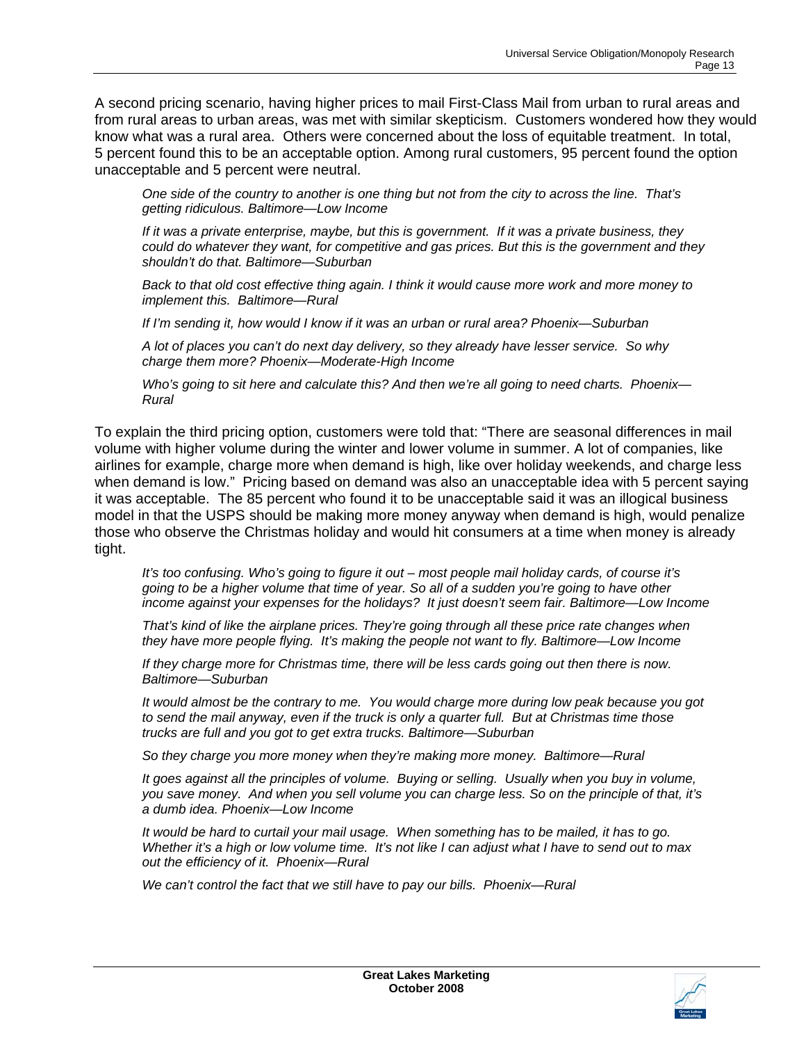A second pricing scenario, having higher prices to mail First-Class Mail from urban to rural areas and from rural areas to urban areas, was met with similar skepticism. Customers wondered how they would know what was a rural area. Others were concerned about the loss of equitable treatment. In total, 5 percent found this to be an acceptable option. Among rural customers, 95 percent found the option unacceptable and 5 percent were neutral.

> *One side of the country to another is one thing but not from the city to across the line. That's getting ridiculous. Baltimore—Low Income*
>
> *If it was a private enterprise, maybe, but this is government. If it was a private business, they could do whatever they want, for competitive and gas prices. But this is the government and they shouldn't do that. Baltimore—Suburban*
>
> *Back to that old cost effective thing again. I think it would cause more work and more money to implement this. Baltimore—Rural*
>
> *If I'm sending it, how would I know if it was an urban or rural area? Phoenix—Suburban*
>
> *A lot of places you can't do next day delivery, so they already have lesser service. So why charge them more? Phoenix—Moderate-High Income*
>
> *Who's going to sit here and calculate this? And then we're all going to need charts. Phoenix—Rural*

To explain the third pricing option, customers were told that: "There are seasonal differences in mail volume with higher volume during the winter and lower volume in summer. A lot of companies, like airlines for example, charge more when demand is high, like over holiday weekends, and charge less when demand is low." Pricing based on demand was also an unacceptable idea with 5 percent saying it was acceptable. The 85 percent who found it to be unacceptable said it was an illogical business model in that the USPS should be making more money anyway when demand is high, would penalize those who observe the Christmas holiday and would hit consumers at a time when money is already tight.

> *It's too confusing. Who's going to figure it out – most people mail holiday cards, of course it's going to be a higher volume that time of year. So all of a sudden you're going to have other income against your expenses for the holidays? It just doesn't seem fair. Baltimore—Low Income*
>
> *That's kind of like the airplane prices. They're going through all these price rate changes when they have more people flying. It's making the people not want to fly. Baltimore—Low Income*
>
> *If they charge more for Christmas time, there will be less cards going out then there is now. Baltimore—Suburban*
>
> *It would almost be the contrary to me. You would charge more during low peak because you got to send the mail anyway, even if the truck is only a quarter full. But at Christmas time those trucks are full and you got to get extra trucks. Baltimore—Suburban*
>
> *So they charge you more money when they're making more money. Baltimore—Rural*
>
> *It goes against all the principles of volume. Buying or selling. Usually when you buy in volume, you save money. And when you sell volume you can charge less. So on the principle of that, it's a dumb idea. Phoenix—Low Income*
>
> *It would be hard to curtail your mail usage. When something has to be mailed, it has to go. Whether it's a high or low volume time. It's not like I can adjust what I have to send out to max out the efficiency of it. Phoenix—Rural*
>
> *We can't control the fact that we still have to pay our bills. Phoenix—Rural*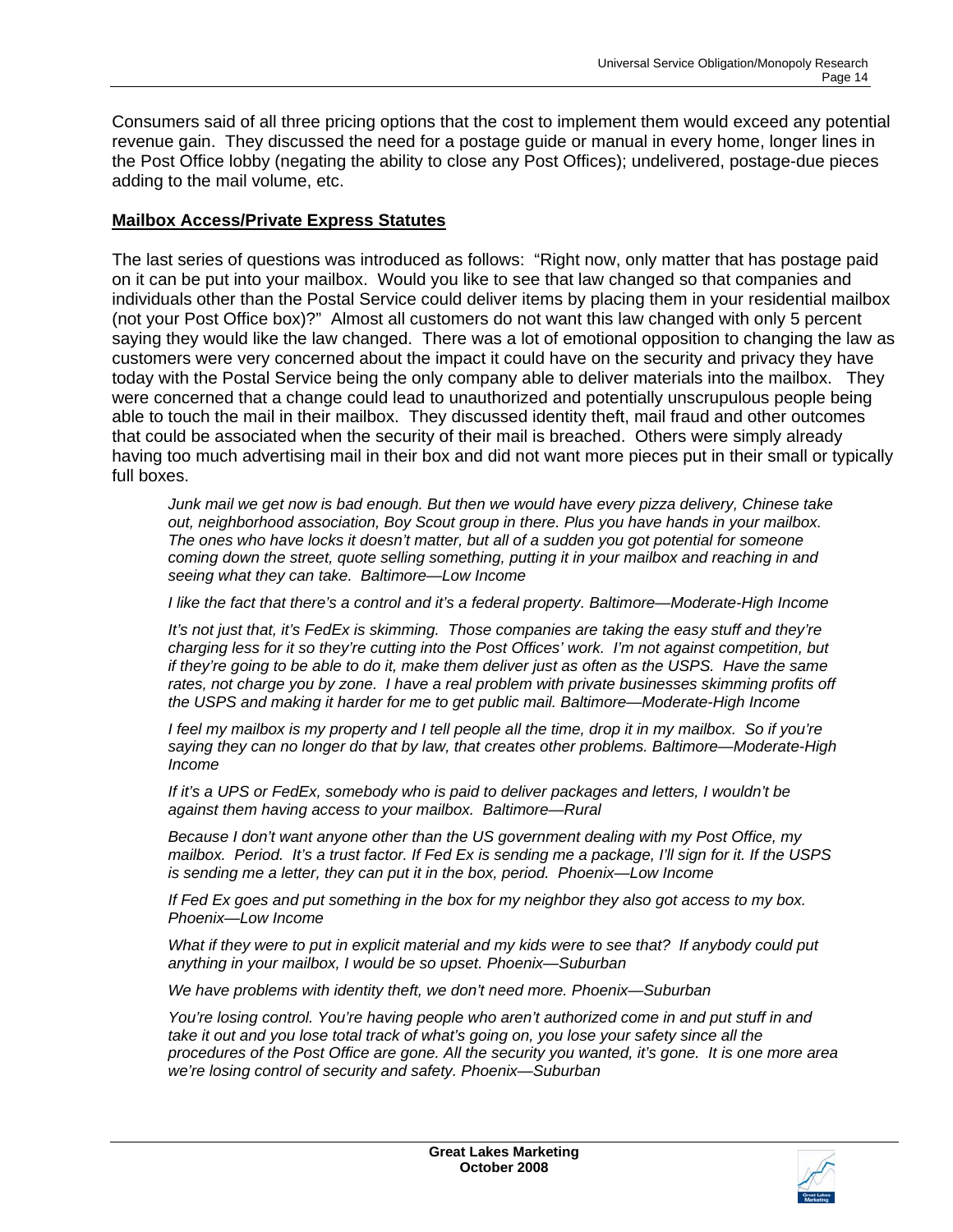Consumers said of all three pricing options that the cost to implement them would exceed any potential revenue gain. They discussed the need for a postage guide or manual in every home, longer lines in the Post Office lobby (negating the ability to close any Post Offices); undelivered, postage-due pieces adding to the mail volume, etc.

**Mailbox Access/Private Express Statutes**

The last series of questions was introduced as follows: "Right now, only matter that has postage paid on it can be put into your mailbox. Would you like to see that law changed so that companies and individuals other than the Postal Service could deliver items by placing them in your residential mailbox (not your Post Office box)?" Almost all customers do not want this law changed with only 5 percent saying they would like the law changed. There was a lot of emotional opposition to changing the law as customers were very concerned about the impact it could have on the security and privacy they have today with the Postal Service being the only company able to deliver materials into the mailbox. They were concerned that a change could lead to unauthorized and potentially unscrupulous people being able to touch the mail in their mailbox. They discussed identity theft, mail fraud and other outcomes that could be associated when the security of their mail is breached. Others were simply already having too much advertising mail in their box and did not want more pieces put in their small or typically full boxes.

> *Junk mail we get now is bad enough. But then we would have every pizza delivery, Chinese take out, neighborhood association, Boy Scout group in there. Plus you have hands in your mailbox. The ones who have locks it doesn't matter, but all of a sudden you got potential for someone coming down the street, quote selling something, putting it in your mailbox and reaching in and seeing what they can take. Baltimore—Low Income*
>
> *I like the fact that there's a control and it's a federal property. Baltimore—Moderate-High Income*
>
> *It's not just that, it's FedEx is skimming. Those companies are taking the easy stuff and they're charging less for it so they're cutting into the Post Offices' work. I'm not against competition, but if they're going to be able to do it, make them deliver just as often as the USPS. Have the same rates, not charge you by zone. I have a real problem with private businesses skimming profits off the USPS and making it harder for me to get public mail. Baltimore—Moderate-High Income*
>
> *I feel my mailbox is my property and I tell people all the time, drop it in my mailbox. So if you're saying they can no longer do that by law, that creates other problems. Baltimore—Moderate-High Income*
>
> *If it's a UPS or FedEx, somebody who is paid to deliver packages and letters, I wouldn't be against them having access to your mailbox. Baltimore—Rural*
>
> *Because I don't want anyone other than the US government dealing with my Post Office, my mailbox. Period. It's a trust factor. If Fed Ex is sending me a package, I'll sign for it. If the USPS is sending me a letter, they can put it in the box, period. Phoenix—Low Income*
>
> *If Fed Ex goes and put something in the box for my neighbor they also got access to my box. Phoenix—Low Income*
>
> *What if they were to put in explicit material and my kids were to see that? If anybody could put anything in your mailbox, I would be so upset. Phoenix—Suburban*
>
> *We have problems with identity theft, we don't need more. Phoenix—Suburban*
>
> *You're losing control. You're having people who aren't authorized come in and put stuff in and take it out and you lose total track of what's going on, you lose your safety since all the procedures of the Post Office are gone. All the security you wanted, it's gone. It is one more area we're losing control of security and safety. Phoenix—Suburban*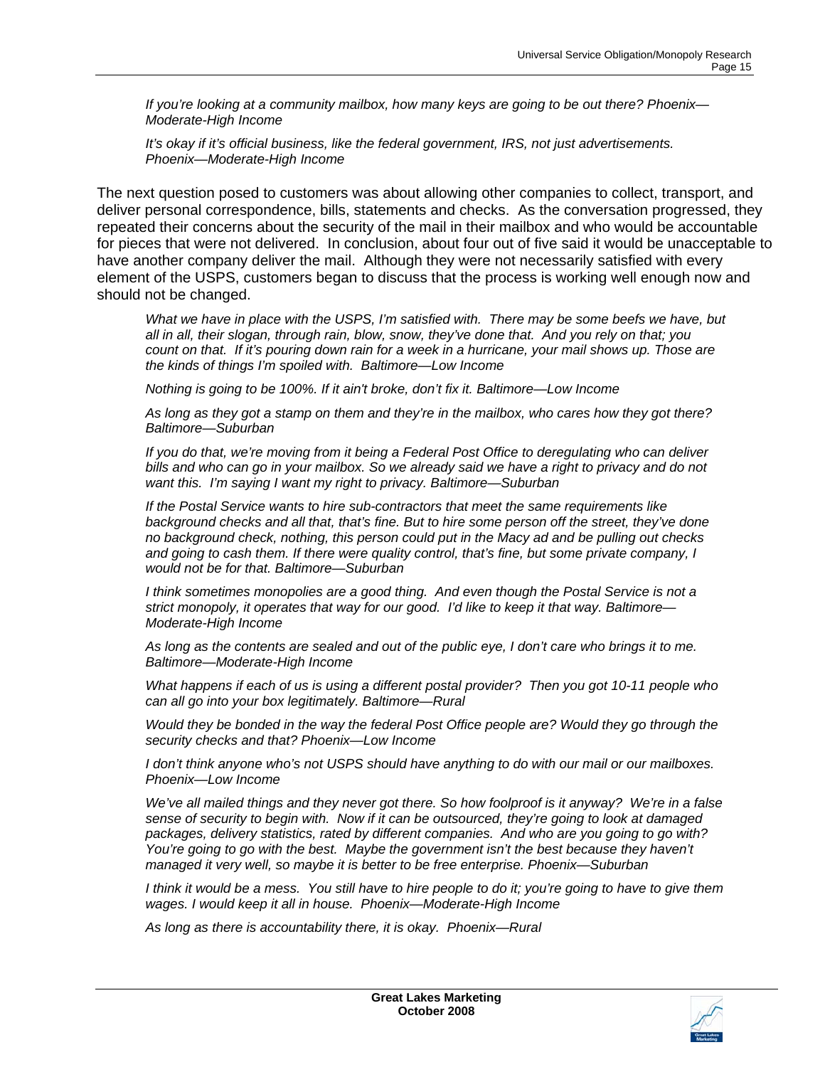*If you're looking at a community mailbox, how many keys are going to be out there? Phoenix—Moderate-High Income*

*It's okay if it's official business, like the federal government, IRS, not just advertisements. Phoenix—Moderate-High Income*

The next question posed to customers was about allowing other companies to collect, transport, and deliver personal correspondence, bills, statements and checks. As the conversation progressed, they repeated their concerns about the security of the mail in their mailbox and who would be accountable for pieces that were not delivered. In conclusion, about four out of five said it would be unacceptable to have another company deliver the mail. Although they were not necessarily satisfied with every element of the USPS, customers began to discuss that the process is working well enough now and should not be changed.

*What we have in place with the USPS, I'm satisfied with. There may be some beefs we have, but all in all, their slogan, through rain, blow, snow, they've done that. And you rely on that; you count on that. If it's pouring down rain for a week in a hurricane, your mail shows up. Those are the kinds of things I'm spoiled with. Baltimore—Low Income*

*Nothing is going to be 100%. If it ain't broke, don't fix it. Baltimore—Low Income*

*As long as they got a stamp on them and they're in the mailbox, who cares how they got there? Baltimore—Suburban*

*If you do that, we're moving from it being a Federal Post Office to deregulating who can deliver bills and who can go in your mailbox. So we already said we have a right to privacy and do not want this. I'm saying I want my right to privacy. Baltimore—Suburban*

*If the Postal Service wants to hire sub-contractors that meet the same requirements like background checks and all that, that's fine. But to hire some person off the street, they've done no background check, nothing, this person could put in the Macy ad and be pulling out checks and going to cash them. If there were quality control, that's fine, but some private company, I would not be for that. Baltimore—Suburban*

*I think sometimes monopolies are a good thing. And even though the Postal Service is not a strict monopoly, it operates that way for our good. I'd like to keep it that way. Baltimore—Moderate-High Income*

*As long as the contents are sealed and out of the public eye, I don't care who brings it to me. Baltimore—Moderate-High Income*

*What happens if each of us is using a different postal provider? Then you got 10-11 people who can all go into your box legitimately. Baltimore—Rural*

*Would they be bonded in the way the federal Post Office people are? Would they go through the security checks and that? Phoenix—Low Income*

*I don't think anyone who's not USPS should have anything to do with our mail or our mailboxes. Phoenix—Low Income*

*We've all mailed things and they never got there. So how foolproof is it anyway? We're in a false sense of security to begin with. Now if it can be outsourced, they're going to look at damaged packages, delivery statistics, rated by different companies. And who are you going to go with? You're going to go with the best. Maybe the government isn't the best because they haven't managed it very well, so maybe it is better to be free enterprise. Phoenix—Suburban*

*I think it would be a mess. You still have to hire people to do it; you're going to have to give them wages. I would keep it all in house. Phoenix—Moderate-High Income*

*As long as there is accountability there, it is okay. Phoenix—Rural*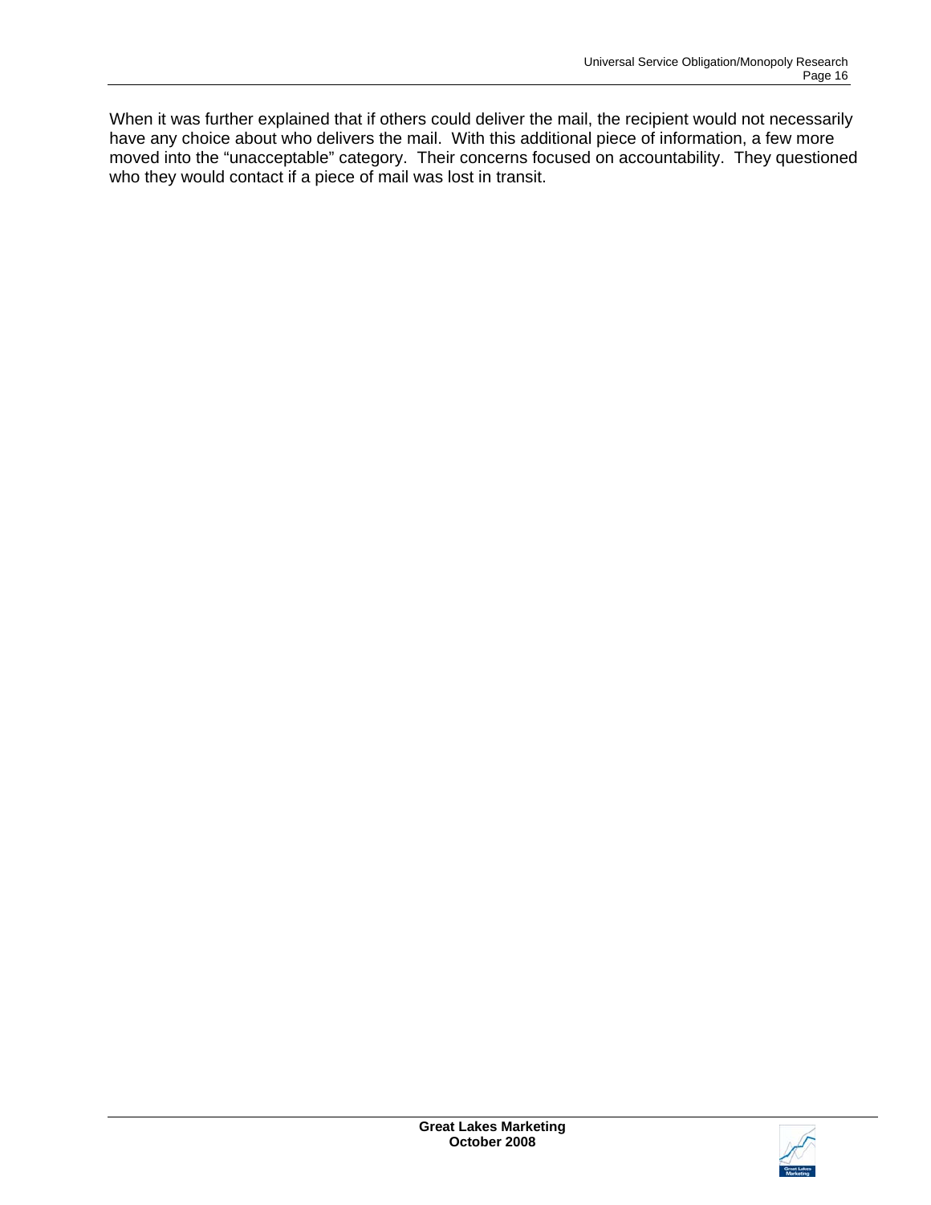When it was further explained that if others could deliver the mail, the recipient would not necessarily have any choice about who delivers the mail. With this additional piece of information, a few more moved into the "unacceptable" category. Their concerns focused on accountability. They questioned who they would contact if a piece of mail was lost in transit.